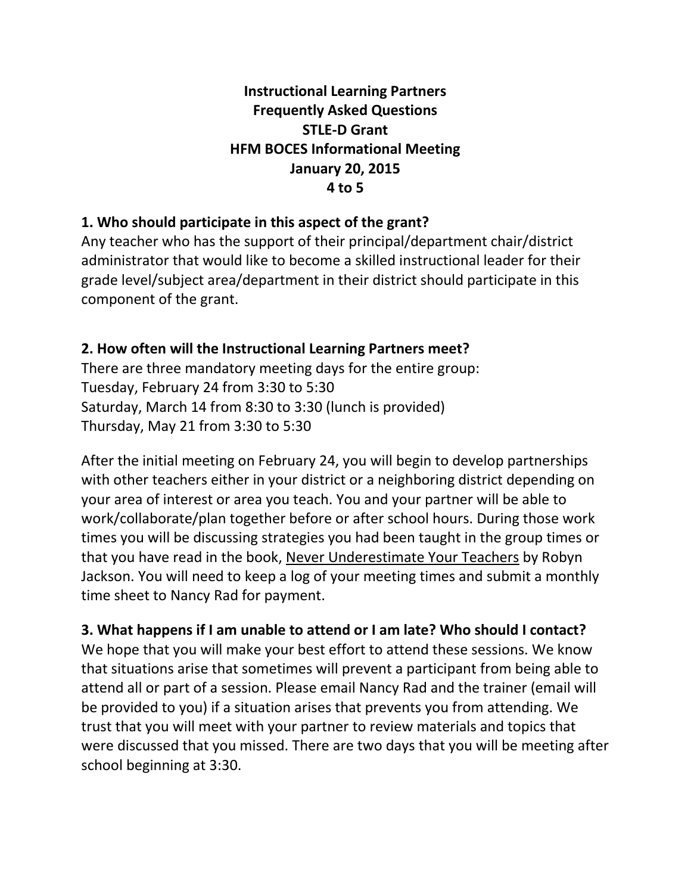# Instructional Learning Partners
# Frequently Asked Questions
# STLE-D Grant
# HFM BOCES Informational Meeting
# January 20, 2015
# 4 to 5

### 1. Who should participate in this aspect of the grant?

Any teacher who has the support of their principal/department chair/district administrator that would like to become a skilled instructional leader for their grade level/subject area/department in their district should participate in this component of the grant.

### 2. How often will the Instructional Learning Partners meet?

There are three mandatory meeting days for the entire group:
Tuesday, February 24 from 3:30 to 5:30
Saturday, March 14 from 8:30 to 3:30 (lunch is provided)
Thursday, May 21 from 3:30 to 5:30

After the initial meeting on February 24, you will begin to develop partnerships with other teachers either in your district or a neighboring district depending on your area of interest or area you teach. You and your partner will be able to work/collaborate/plan together before or after school hours. During those work times you will be discussing strategies you had been taught in the group times or that you have read in the book, <u>Never Underestimate Your Teachers</u> by Robyn Jackson. You will need to keep a log of your meeting times and submit a monthly time sheet to Nancy Rad for payment.

### 3. What happens if I am unable to attend or I am late? Who should I contact?

We hope that you will make your best effort to attend these sessions. We know that situations arise that sometimes will prevent a participant from being able to attend all or part of a session. Please email Nancy Rad and the trainer (email will be provided to you) if a situation arises that prevents you from attending. We trust that you will meet with your partner to review materials and topics that were discussed that you missed. There are two days that you will be meeting after school beginning at 3:30.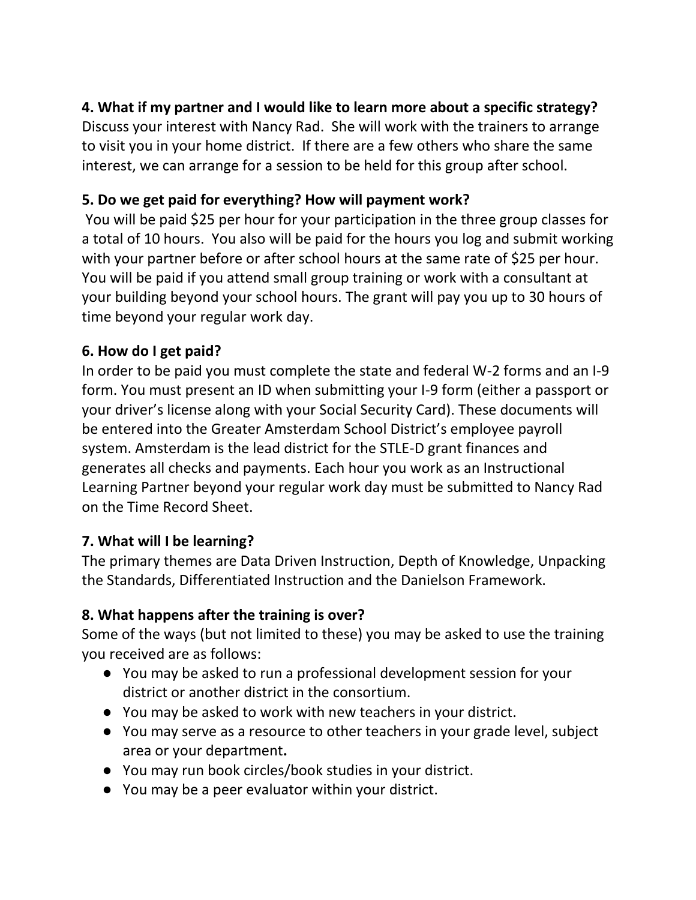**4. What if my partner and I would like to learn more about a specific strategy?**
Discuss your interest with Nancy Rad. She will work with the trainers to arrange to visit you in your home district. If there are a few others who share the same interest, we can arrange for a session to be held for this group after school.

**5. Do we get paid for everything? How will payment work?**
You will be paid $25 per hour for your participation in the three group classes for a total of 10 hours. You also will be paid for the hours you log and submit working with your partner before or after school hours at the same rate of $25 per hour. You will be paid if you attend small group training or work with a consultant at your building beyond your school hours. The grant will pay you up to 30 hours of time beyond your regular work day.

**6. How do I get paid?**
In order to be paid you must complete the state and federal W-2 forms and an I-9 form. You must present an ID when submitting your I-9 form (either a passport or your driver's license along with your Social Security Card). These documents will be entered into the Greater Amsterdam School District's employee payroll system. Amsterdam is the lead district for the STLE-D grant finances and generates all checks and payments. Each hour you work as an Instructional Learning Partner beyond your regular work day must be submitted to Nancy Rad on the Time Record Sheet.

**7. What will I be learning?**
The primary themes are Data Driven Instruction, Depth of Knowledge, Unpacking the Standards, Differentiated Instruction and the Danielson Framework.

**8. What happens after the training is over?**
Some of the ways (but not limited to these) you may be asked to use the training you received are as follows:

- You may be asked to run a professional development session for your district or another district in the consortium.
- You may be asked to work with new teachers in your district.
- You may serve as a resource to other teachers in your grade level, subject area or your department.
- You may run book circles/book studies in your district.
- You may be a peer evaluator within your district.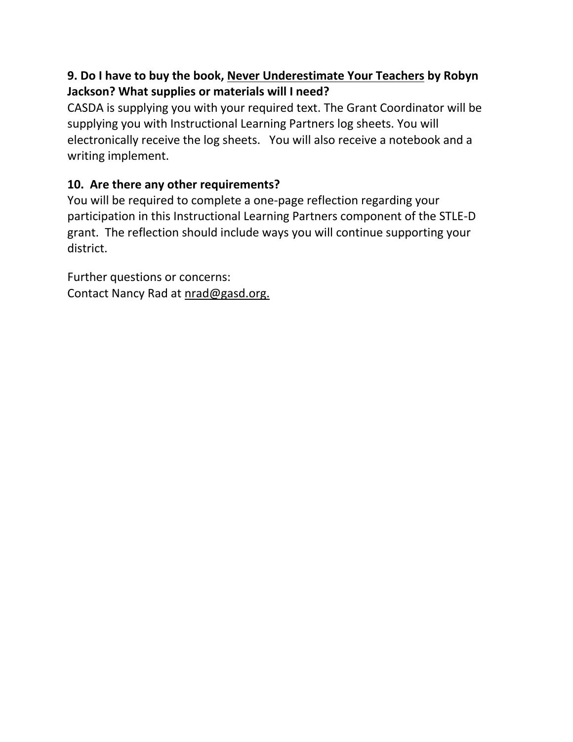**9. Do I have to buy the book, Never Underestimate Your Teachers by Robyn Jackson? What supplies or materials will I need?**

CASDA is supplying you with your required text. The Grant Coordinator will be supplying you with Instructional Learning Partners log sheets. You will electronically receive the log sheets. You will also receive a notebook and a writing implement.

**10. Are there any other requirements?**

You will be required to complete a one-page reflection regarding your participation in this Instructional Learning Partners component of the STLE-D grant. The reflection should include ways you will continue supporting your district.

Further questions or concerns:
Contact Nancy Rad at nrad@gasd.org.